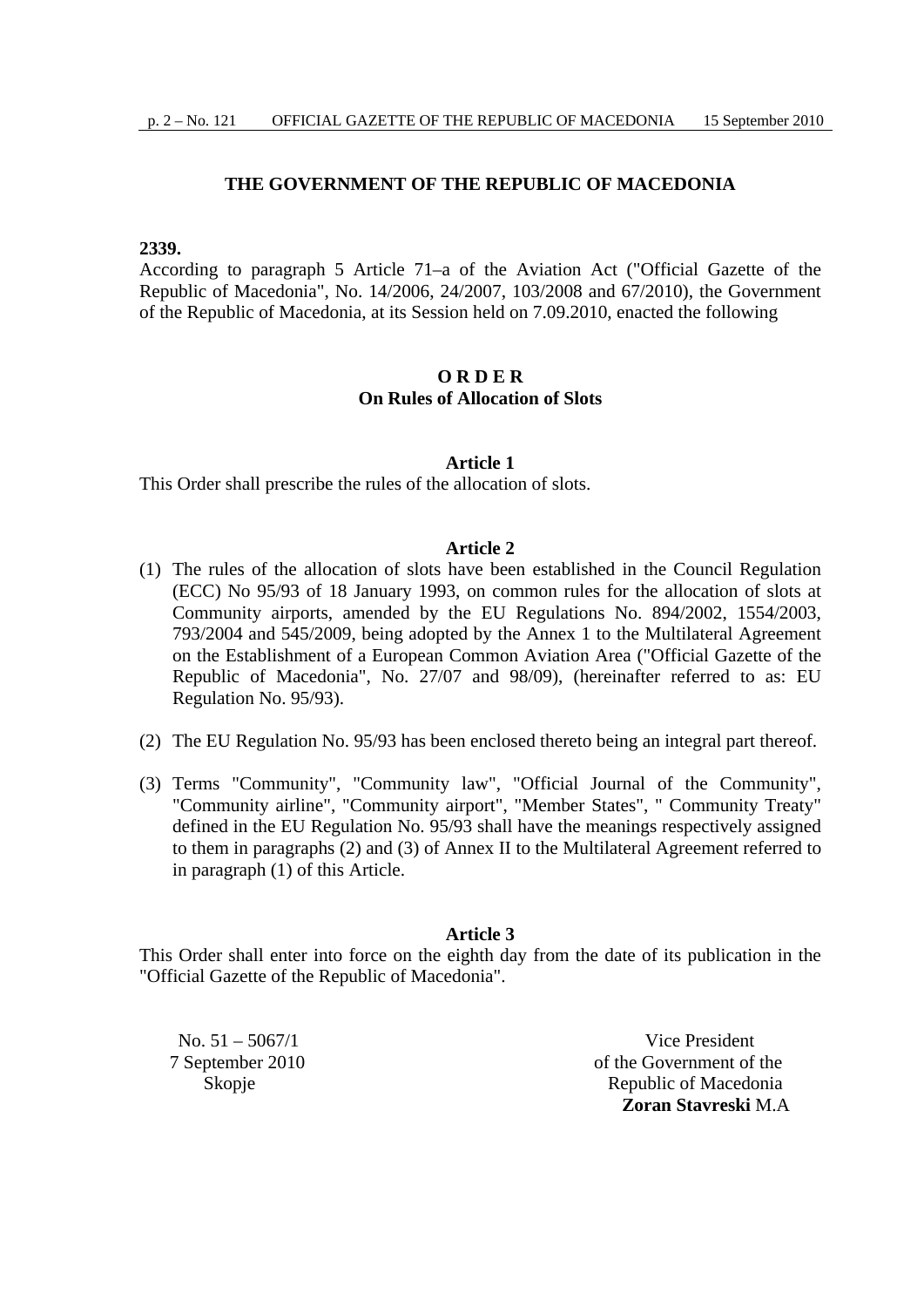## THE GOVERNMENT OF THE REPUBLIC OF MACEDONIA

**2339.**

According to paragraph 5 Article 71–a of the Aviation Act ("Official Gazette of the Republic of Macedonia", No. 14/2006, 24/2007, 103/2008 and 67/2010), the Government of the Republic of Macedonia, at its Session held on 7.09.2010, enacted the following

# O R D E R
## On Rules of Allocation of Slots

### Article 1

This Order shall prescribe the rules of the allocation of slots.

### Article 2

(1) The rules of the allocation of slots have been established in the Council Regulation (ECC) No 95/93 of 18 January 1993, on common rules for the allocation of slots at Community airports, amended by the EU Regulations No. 894/2002, 1554/2003, 793/2004 and 545/2009, being adopted by the Annex 1 to the Multilateral Agreement on the Establishment of a European Common Aviation Area ("Official Gazette of the Republic of Macedonia", No. 27/07 and 98/09), (hereinafter referred to as: EU Regulation No. 95/93).

(2) The EU Regulation No. 95/93 has been enclosed thereto being an integral part thereof.

(3) Terms "Community", "Community law", "Official Journal of the Community", "Community airline", "Community airport", "Member States", " Community Treaty" defined in the EU Regulation No. 95/93 shall have the meanings respectively assigned to them in paragraphs (2) and (3) of Annex II to the Multilateral Agreement referred to in paragraph (1) of this Article.

### Article 3

This Order shall enter into force on the eighth day from the date of its publication in the "Official Gazette of the Republic of Macedonia".

No. 51 – 5067/1
7 September 2010
Skopje

Vice President
of the Government of the
Republic of Macedonia
**Zoran Stavreski** M.A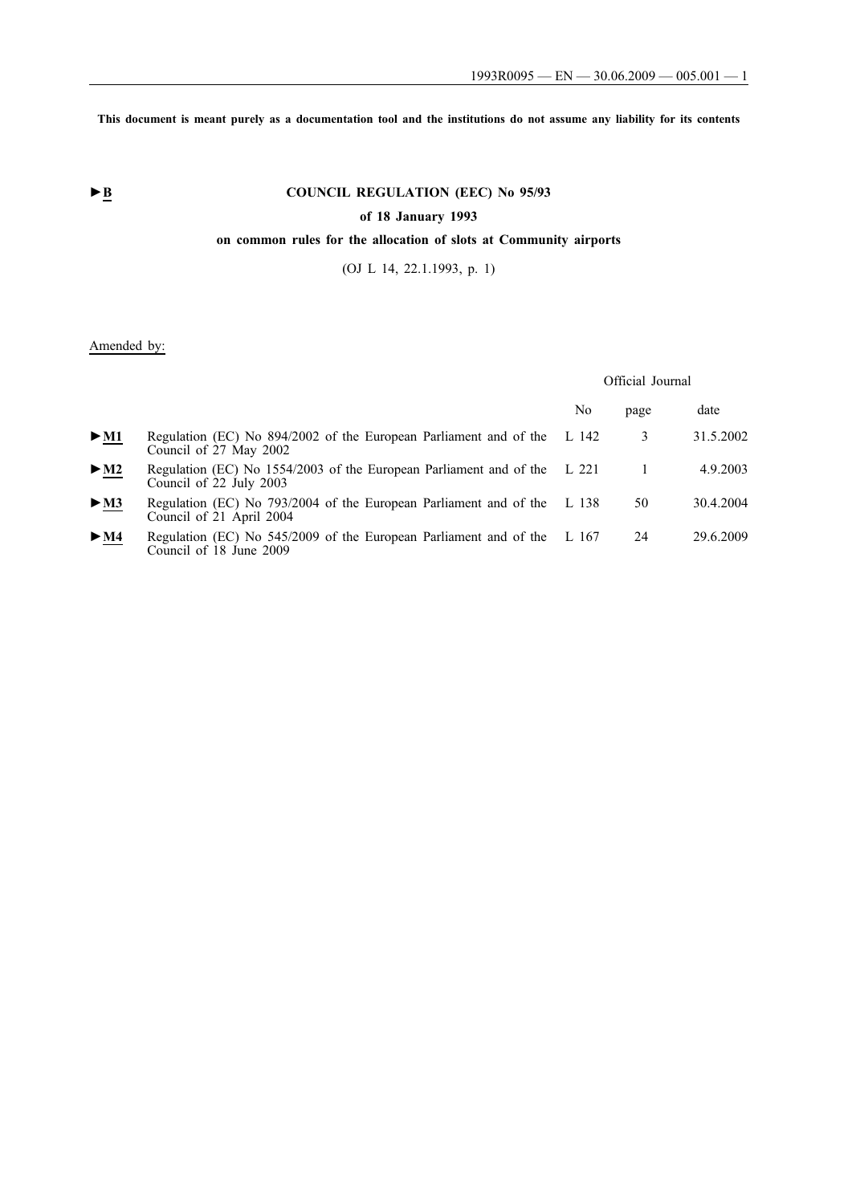This document is meant purely as a documentation tool and the institutions do not assume any liability for its contents

►**B** **COUNCIL REGULATION (EEC) No 95/93**

**of 18 January 1993**

**on common rules for the allocation of slots at Community airports**

(OJ L 14, 22.1.1993, p. 1)

Amended by:

| | | Official Journal | | |
|---|---|---|---|---|
| | | No | page | date |
| ►**M1** | Regulation (EC) No 894/2002 of the European Parliament and of the Council of 27 May 2002 | L 142 | 3 | 31.5.2002 |
| ►**M2** | Regulation (EC) No 1554/2003 of the European Parliament and of the Council of 22 July 2003 | L 221 | 1 | 4.9.2003 |
| ►**M3** | Regulation (EC) No 793/2004 of the European Parliament and of the Council of 21 April 2004 | L 138 | 50 | 30.4.2004 |
| ►**M4** | Regulation (EC) No 545/2009 of the European Parliament and of the Council of 18 June 2009 | L 167 | 24 | 29.6.2009 |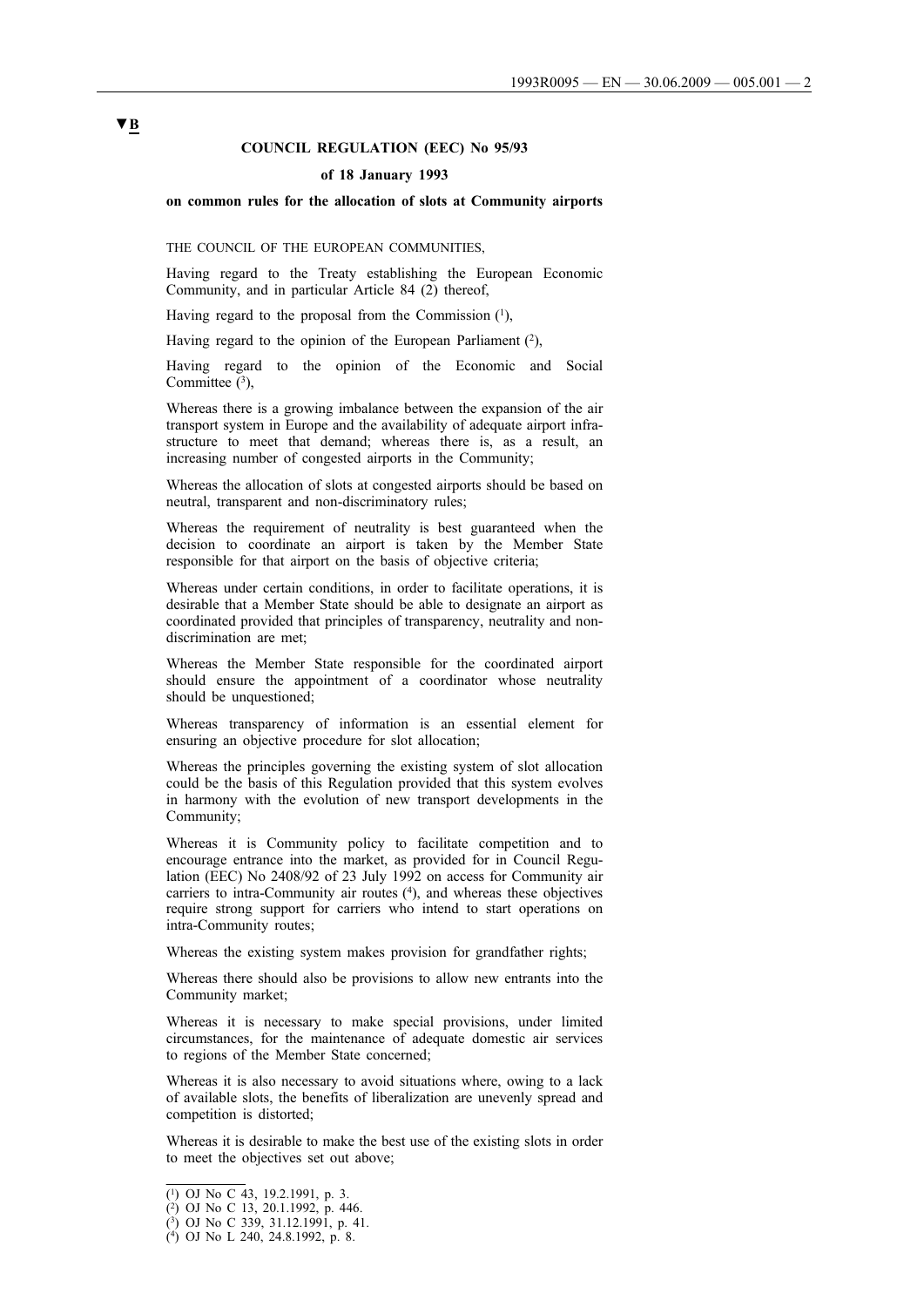**▼B**

**COUNCIL REGULATION (EEC) No 95/93**

**of 18 January 1993**

**on common rules for the allocation of slots at Community airports**

THE COUNCIL OF THE EUROPEAN COMMUNITIES,

Having regard to the Treaty establishing the European Economic Community, and in particular Article 84 (2) thereof,

Having regard to the proposal from the Commission [1],

Having regard to the opinion of the European Parliament [2],

Having regard to the opinion of the Economic and Social Committee [3],

Whereas there is a growing imbalance between the expansion of the air transport system in Europe and the availability of adequate airport infrastructure to meet that demand; whereas there is, as a result, an increasing number of congested airports in the Community;

Whereas the allocation of slots at congested airports should be based on neutral, transparent and non-discriminatory rules;

Whereas the requirement of neutrality is best guaranteed when the decision to coordinate an airport is taken by the Member State responsible for that airport on the basis of objective criteria;

Whereas under certain conditions, in order to facilitate operations, it is desirable that a Member State should be able to designate an airport as coordinated provided that principles of transparency, neutrality and non-discrimination are met;

Whereas the Member State responsible for the coordinated airport should ensure the appointment of a coordinator whose neutrality should be unquestioned;

Whereas transparency of information is an essential element for ensuring an objective procedure for slot allocation;

Whereas the principles governing the existing system of slot allocation could be the basis of this Regulation provided that this system evolves in harmony with the evolution of new transport developments in the Community;

Whereas it is Community policy to facilitate competition and to encourage entrance into the market, as provided for in Council Regulation (EEC) No 2408/92 of 23 July 1992 on access for Community air carriers to intra-Community air routes [4], and whereas these objectives require strong support for carriers who intend to start operations on intra-Community routes;

Whereas the existing system makes provision for grandfather rights;

Whereas there should also be provisions to allow new entrants into the Community market;

Whereas it is necessary to make special provisions, under limited circumstances, for the maintenance of adequate domestic air services to regions of the Member State concerned;

Whereas it is also necessary to avoid situations where, owing to a lack of available slots, the benefits of liberalization are unevenly spread and competition is distorted;

Whereas it is desirable to make the best use of the existing slots in order to meet the objectives set out above;

---

[1] OJ No C 43, 19.2.1991, p. 3.

[2] OJ No C 13, 20.1.1992, p. 446.

[3] OJ No C 339, 31.12.1991, p. 41.

[4] OJ No L 240, 24.8.1992, p. 8.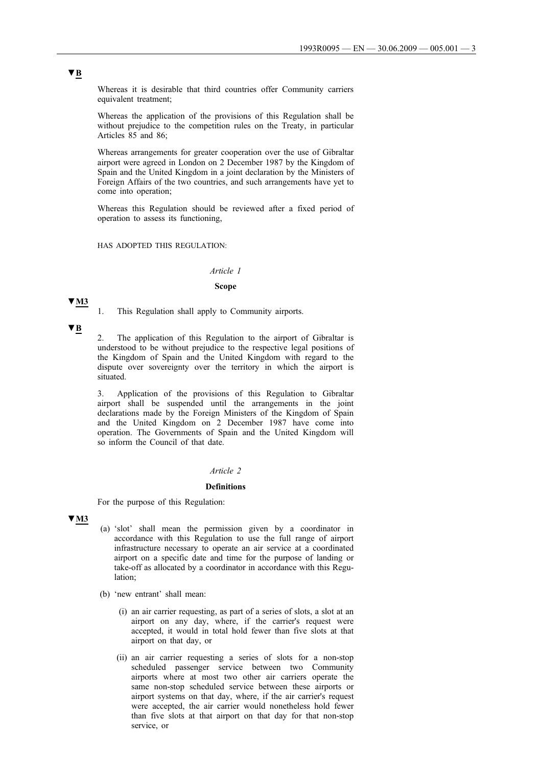▼B

Whereas it is desirable that third countries offer Community carriers equivalent treatment;

Whereas the application of the provisions of this Regulation shall be without prejudice to the competition rules on the Treaty, in particular Articles 85 and 86;

Whereas arrangements for greater cooperation over the use of Gibraltar airport were agreed in London on 2 December 1987 by the Kingdom of Spain and the United Kingdom in a joint declaration by the Ministers of Foreign Affairs of the two countries, and such arrangements have yet to come into operation;

Whereas this Regulation should be reviewed after a fixed period of operation to assess its functioning,

HAS ADOPTED THIS REGULATION:

*Article 1*

**Scope**

▼M3

1. This Regulation shall apply to Community airports.

▼B

2. The application of this Regulation to the airport of Gibraltar is understood to be without prejudice to the respective legal positions of the Kingdom of Spain and the United Kingdom with regard to the dispute over sovereignty over the territory in which the airport is situated.

3. Application of the provisions of this Regulation to Gibraltar airport shall be suspended until the arrangements in the joint declarations made by the Foreign Ministers of the Kingdom of Spain and the United Kingdom on 2 December 1987 have come into operation. The Governments of Spain and the United Kingdom will so inform the Council of that date.

*Article 2*

**Definitions**

For the purpose of this Regulation:

▼M3

(a) 'slot' shall mean the permission given by a coordinator in accordance with this Regulation to use the full range of airport infrastructure necessary to operate an air service at a coordinated airport on a specific date and time for the purpose of landing or take-off as allocated by a coordinator in accordance with this Regulation;

(b) 'new entrant' shall mean:

(i) an air carrier requesting, as part of a series of slots, a slot at an airport on any day, where, if the carrier's request were accepted, it would in total hold fewer than five slots at that airport on that day, or

(ii) an air carrier requesting a series of slots for a non-stop scheduled passenger service between two Community airports where at most two other air carriers operate the same non-stop scheduled service between these airports or airport systems on that day, where, if the air carrier's request were accepted, the air carrier would nonetheless hold fewer than five slots at that airport on that day for that non-stop service, or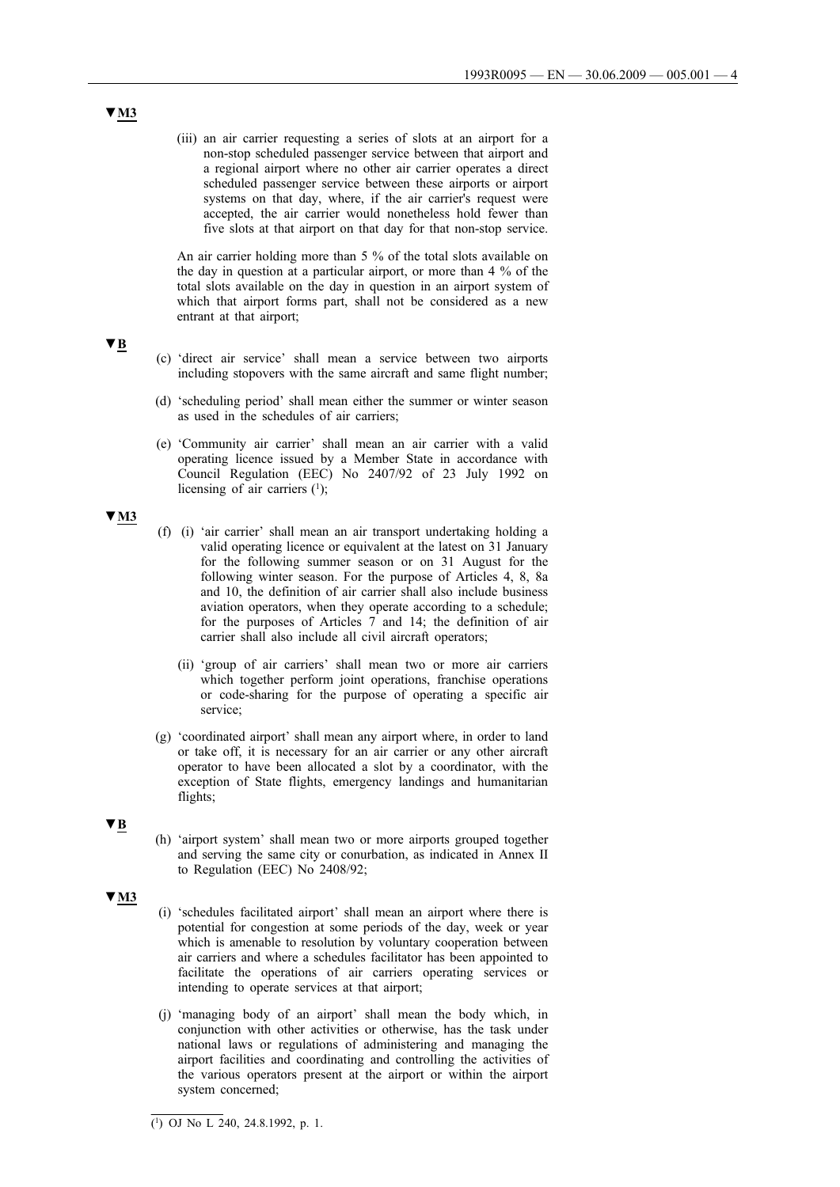▼M3

(iii) an air carrier requesting a series of slots at an airport for a non-stop scheduled passenger service between that airport and a regional airport where no other air carrier operates a direct scheduled passenger service between these airports or airport systems on that day, where, if the air carrier's request were accepted, the air carrier would nonetheless hold fewer than five slots at that airport on that day for that non-stop service.

An air carrier holding more than 5 % of the total slots available on the day in question at a particular airport, or more than 4 % of the total slots available on the day in question in an airport system of which that airport forms part, shall not be considered as a new entrant at that airport;

▼B

(c) 'direct air service' shall mean a service between two airports including stopovers with the same aircraft and same flight number;

(d) 'scheduling period' shall mean either the summer or winter season as used in the schedules of air carriers;

(e) 'Community air carrier' shall mean an air carrier with a valid operating licence issued by a Member State in accordance with Council Regulation (EEC) No 2407/92 of 23 July 1992 on licensing of air carriers [1];

▼M3

(f) (i) 'air carrier' shall mean an air transport undertaking holding a valid operating licence or equivalent at the latest on 31 January for the following summer season or on 31 August for the following winter season. For the purpose of Articles 4, 8, 8a and 10, the definition of air carrier shall also include business aviation operators, when they operate according to a schedule; for the purposes of Articles 7 and 14; the definition of air carrier shall also include all civil aircraft operators;

(ii) 'group of air carriers' shall mean two or more air carriers which together perform joint operations, franchise operations or code-sharing for the purpose of operating a specific air service;

(g) 'coordinated airport' shall mean any airport where, in order to land or take off, it is necessary for an air carrier or any other aircraft operator to have been allocated a slot by a coordinator, with the exception of State flights, emergency landings and humanitarian flights;

▼B

(h) 'airport system' shall mean two or more airports grouped together and serving the same city or conurbation, as indicated in Annex II to Regulation (EEC) No 2408/92;

▼M3

(i) 'schedules facilitated airport' shall mean an airport where there is potential for congestion at some periods of the day, week or year which is amenable to resolution by voluntary cooperation between air carriers and where a schedules facilitator has been appointed to facilitate the operations of air carriers operating services or intending to operate services at that airport;

(j) 'managing body of an airport' shall mean the body which, in conjunction with other activities or otherwise, has the task under national laws or regulations of administering and managing the airport facilities and coordinating and controlling the activities of the various operators present at the airport or within the airport system concerned;

[1] OJ No L 240, 24.8.1992, p. 1.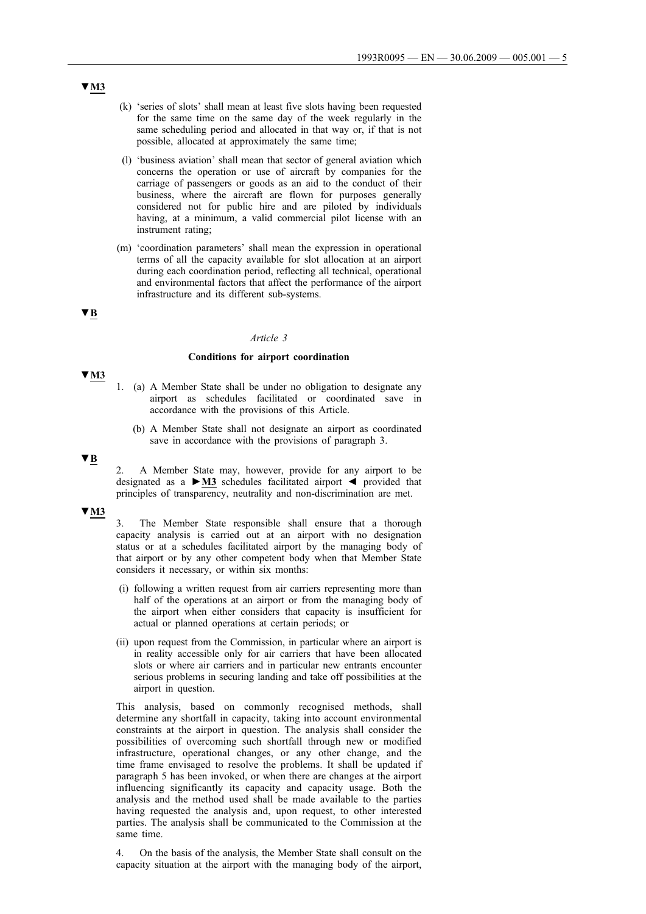▼M3

(k) 'series of slots' shall mean at least five slots having been requested for the same time on the same day of the week regularly in the same scheduling period and allocated in that way or, if that is not possible, allocated at approximately the same time;

(l) 'business aviation' shall mean that sector of general aviation which concerns the operation or use of aircraft by companies for the carriage of passengers or goods as an aid to the conduct of their business, where the aircraft are flown for purposes generally considered not for public hire and are piloted by individuals having, at a minimum, a valid commercial pilot license with an instrument rating;

(m) 'coordination parameters' shall mean the expression in operational terms of all the capacity available for slot allocation at an airport during each coordination period, reflecting all technical, operational and environmental factors that affect the performance of the airport infrastructure and its different sub-systems.

▼B

*Article 3*

**Conditions for airport coordination**

▼M3

1. (a) A Member State shall be under no obligation to designate any airport as schedules facilitated or coordinated save in accordance with the provisions of this Article.

   (b) A Member State shall not designate an airport as coordinated save in accordance with the provisions of paragraph 3.

▼B

2. A Member State may, however, provide for any airport to be designated as a ►M3 schedules facilitated airport ◄ provided that principles of transparency, neutrality and non-discrimination are met.

▼M3

3. The Member State responsible shall ensure that a thorough capacity analysis is carried out at an airport with no designation status or at a schedules facilitated airport by the managing body of that airport or by any other competent body when that Member State considers it necessary, or within six months:

(i) following a written request from air carriers representing more than half of the operations at an airport or from the managing body of the airport when either considers that capacity is insufficient for actual or planned operations at certain periods; or

(ii) upon request from the Commission, in particular where an airport is in reality accessible only for air carriers that have been allocated slots or where air carriers and in particular new entrants encounter serious problems in securing landing and take off possibilities at the airport in question.

This analysis, based on commonly recognised methods, shall determine any shortfall in capacity, taking into account environmental constraints at the airport in question. The analysis shall consider the possibilities of overcoming such shortfall through new or modified infrastructure, operational changes, or any other change, and the time frame envisaged to resolve the problems. It shall be updated if paragraph 5 has been invoked, or when there are changes at the airport influencing significantly its capacity and capacity usage. Both the analysis and the method used shall be made available to the parties having requested the analysis and, upon request, to other interested parties. The analysis shall be communicated to the Commission at the same time.

4. On the basis of the analysis, the Member State shall consult on the capacity situation at the airport with the managing body of the airport,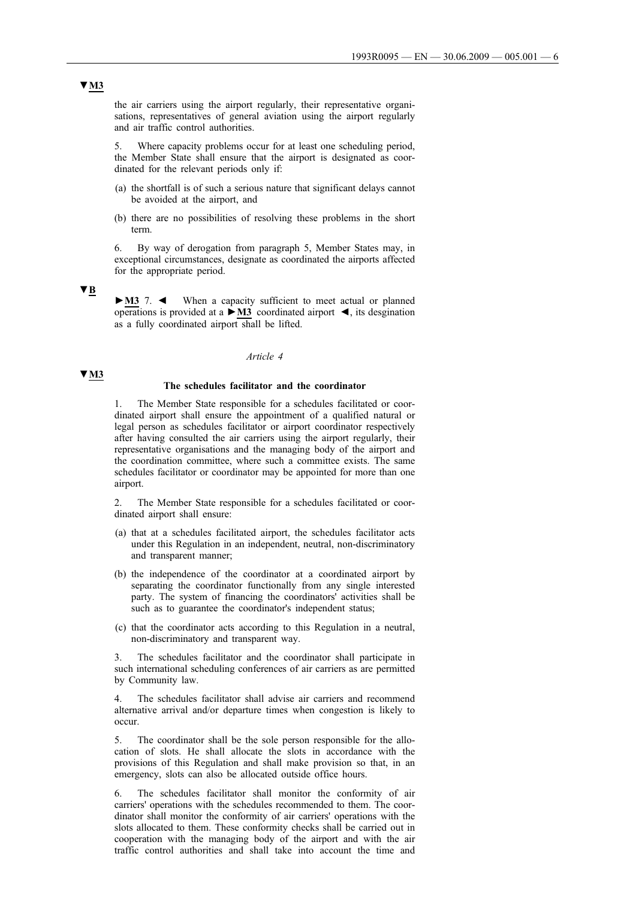▼M3

the air carriers using the airport regularly, their representative organisations, representatives of general aviation using the airport regularly and air traffic control authorities.

5. Where capacity problems occur for at least one scheduling period, the Member State shall ensure that the airport is designated as coordinated for the relevant periods only if:

(a) the shortfall is of such a serious nature that significant delays cannot be avoided at the airport, and

(b) there are no possibilities of resolving these problems in the short term.

6. By way of derogation from paragraph 5, Member States may, in exceptional circumstances, designate as coordinated the airports affected for the appropriate period.

▼B

►M3 7. ◄ When a capacity sufficient to meet actual or planned operations is provided at a ►M3 coordinated airport ◄, its desgination as a fully coordinated airport shall be lifted.

*Article 4*

▼M3

**The schedules facilitator and the coordinator**

1. The Member State responsible for a schedules facilitated or coordinated airport shall ensure the appointment of a qualified natural or legal person as schedules facilitator or airport coordinator respectively after having consulted the air carriers using the airport regularly, their representative organisations and the managing body of the airport and the coordination committee, where such a committee exists. The same schedules facilitator or coordinator may be appointed for more than one airport.

2. The Member State responsible for a schedules facilitated or coordinated airport shall ensure:

(a) that at a schedules facilitated airport, the schedules facilitator acts under this Regulation in an independent, neutral, non-discriminatory and transparent manner;

(b) the independence of the coordinator at a coordinated airport by separating the coordinator functionally from any single interested party. The system of financing the coordinators' activities shall be such as to guarantee the coordinator's independent status;

(c) that the coordinator acts according to this Regulation in a neutral, non-discriminatory and transparent way.

3. The schedules facilitator and the coordinator shall participate in such international scheduling conferences of air carriers as are permitted by Community law.

4. The schedules facilitator shall advise air carriers and recommend alternative arrival and/or departure times when congestion is likely to occur.

5. The coordinator shall be the sole person responsible for the allocation of slots. He shall allocate the slots in accordance with the provisions of this Regulation and shall make provision so that, in an emergency, slots can also be allocated outside office hours.

6. The schedules facilitator shall monitor the conformity of air carriers' operations with the schedules recommended to them. The coordinator shall monitor the conformity of air carriers' operations with the slots allocated to them. These conformity checks shall be carried out in cooperation with the managing body of the airport and with the air traffic control authorities and shall take into account the time and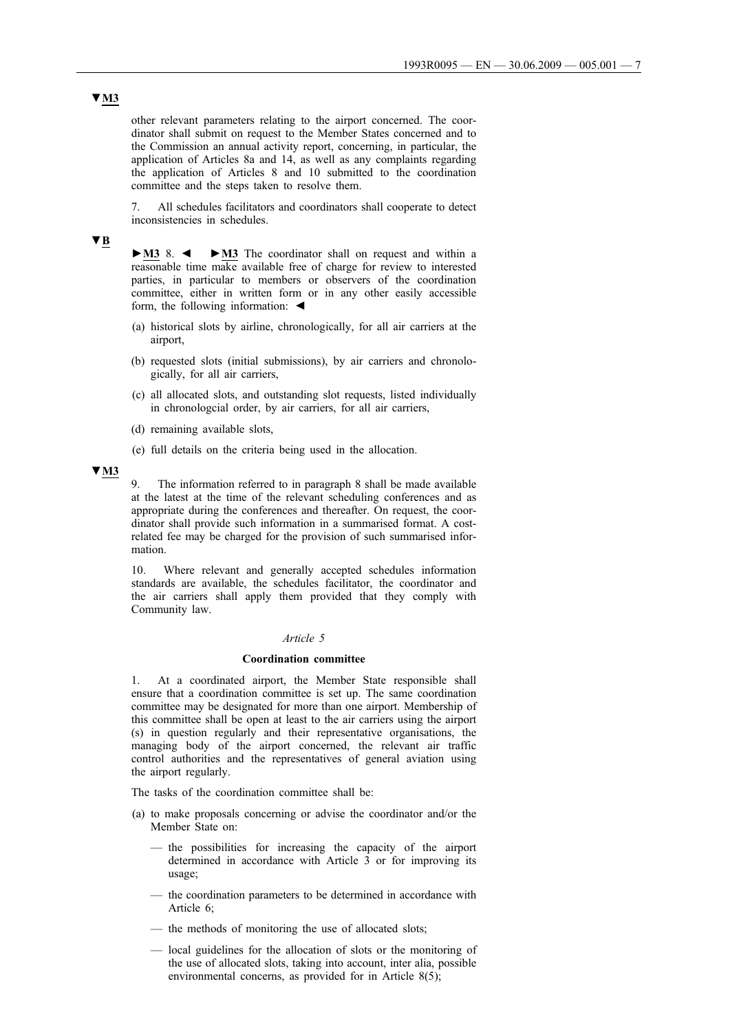▼M3

other relevant parameters relating to the airport concerned. The coordinator shall submit on request to the Member States concerned and to the Commission an annual activity report, concerning, in particular, the application of Articles 8a and 14, as well as any complaints regarding the application of Articles 8 and 10 submitted to the coordination committee and the steps taken to resolve them.

7. All schedules facilitators and coordinators shall cooperate to detect inconsistencies in schedules.

▼B

►M3 8. ◄ ►M3 The coordinator shall on request and within a reasonable time make available free of charge for review to interested parties, in particular to members or observers of the coordination committee, either in written form or in any other easily accessible form, the following information: ◄

(a) historical slots by airline, chronologically, for all air carriers at the airport,

(b) requested slots (initial submissions), by air carriers and chronologically, for all air carriers,

(c) all allocated slots, and outstanding slot requests, listed individually in chronologcial order, by air carriers, for all air carriers,

(d) remaining available slots,

(e) full details on the criteria being used in the allocation.

▼M3

9. The information referred to in paragraph 8 shall be made available at the latest at the time of the relevant scheduling conferences and as appropriate during the conferences and thereafter. On request, the coordinator shall provide such information in a summarised format. A cost-related fee may be charged for the provision of such summarised information.

10. Where relevant and generally accepted schedules information standards are available, the schedules facilitator, the coordinator and the air carriers shall apply them provided that they comply with Community law.

*Article 5*

**Coordination committee**

1. At a coordinated airport, the Member State responsible shall ensure that a coordination committee is set up. The same coordination committee may be designated for more than one airport. Membership of this committee shall be open at least to the air carriers using the airport (s) in question regularly and their representative organisations, the managing body of the airport concerned, the relevant air traffic control authorities and the representatives of general aviation using the airport regularly.

The tasks of the coordination committee shall be:

(a) to make proposals concerning or advise the coordinator and/or the Member State on:

— the possibilities for increasing the capacity of the airport determined in accordance with Article 3 or for improving its usage;

— the coordination parameters to be determined in accordance with Article 6;

— the methods of monitoring the use of allocated slots;

— local guidelines for the allocation of slots or the monitoring of the use of allocated slots, taking into account, inter alia, possible environmental concerns, as provided for in Article 8(5);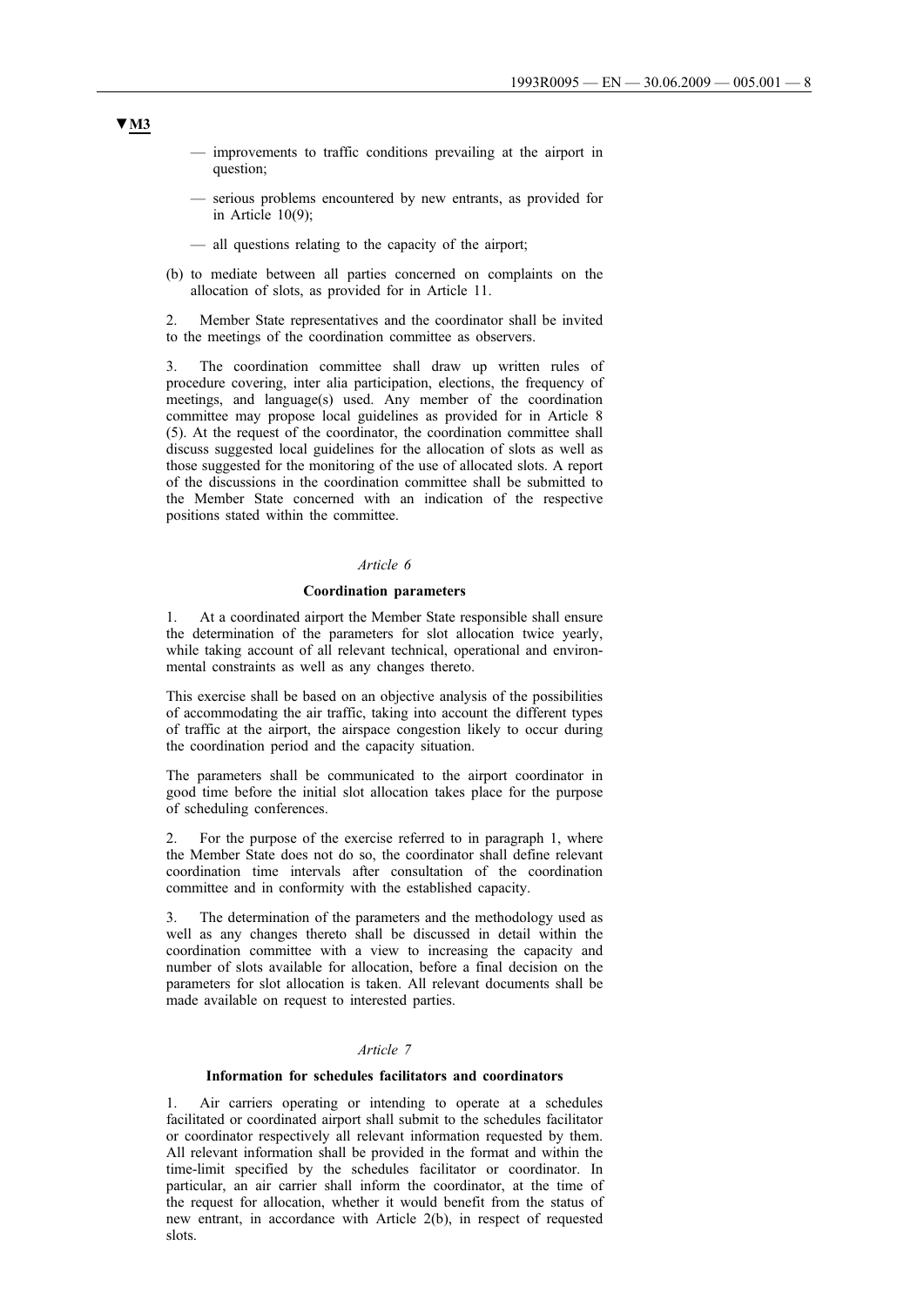▼M3

— improvements to traffic conditions prevailing at the airport in question;

— serious problems encountered by new entrants, as provided for in Article 10(9);

— all questions relating to the capacity of the airport;

(b) to mediate between all parties concerned on complaints on the allocation of slots, as provided for in Article 11.

2. Member State representatives and the coordinator shall be invited to the meetings of the coordination committee as observers.

3. The coordination committee shall draw up written rules of procedure covering, inter alia participation, elections, the frequency of meetings, and language(s) used. Any member of the coordination committee may propose local guidelines as provided for in Article 8 (5). At the request of the coordinator, the coordination committee shall discuss suggested local guidelines for the allocation of slots as well as those suggested for the monitoring of the use of allocated slots. A report of the discussions in the coordination committee shall be submitted to the Member State concerned with an indication of the respective positions stated within the committee.

*Article 6*

**Coordination parameters**

1. At a coordinated airport the Member State responsible shall ensure the determination of the parameters for slot allocation twice yearly, while taking account of all relevant technical, operational and environmental constraints as well as any changes thereto.

This exercise shall be based on an objective analysis of the possibilities of accommodating the air traffic, taking into account the different types of traffic at the airport, the airspace congestion likely to occur during the coordination period and the capacity situation.

The parameters shall be communicated to the airport coordinator in good time before the initial slot allocation takes place for the purpose of scheduling conferences.

2. For the purpose of the exercise referred to in paragraph 1, where the Member State does not do so, the coordinator shall define relevant coordination time intervals after consultation of the coordination committee and in conformity with the established capacity.

3. The determination of the parameters and the methodology used as well as any changes thereto shall be discussed in detail within the coordination committee with a view to increasing the capacity and number of slots available for allocation, before a final decision on the parameters for slot allocation is taken. All relevant documents shall be made available on request to interested parties.

*Article 7*

**Information for schedules facilitators and coordinators**

1. Air carriers operating or intending to operate at a schedules facilitated or coordinated airport shall submit to the schedules facilitator or coordinator respectively all relevant information requested by them. All relevant information shall be provided in the format and within the time-limit specified by the schedules facilitator or coordinator. In particular, an air carrier shall inform the coordinator, at the time of the request for allocation, whether it would benefit from the status of new entrant, in accordance with Article 2(b), in respect of requested slots.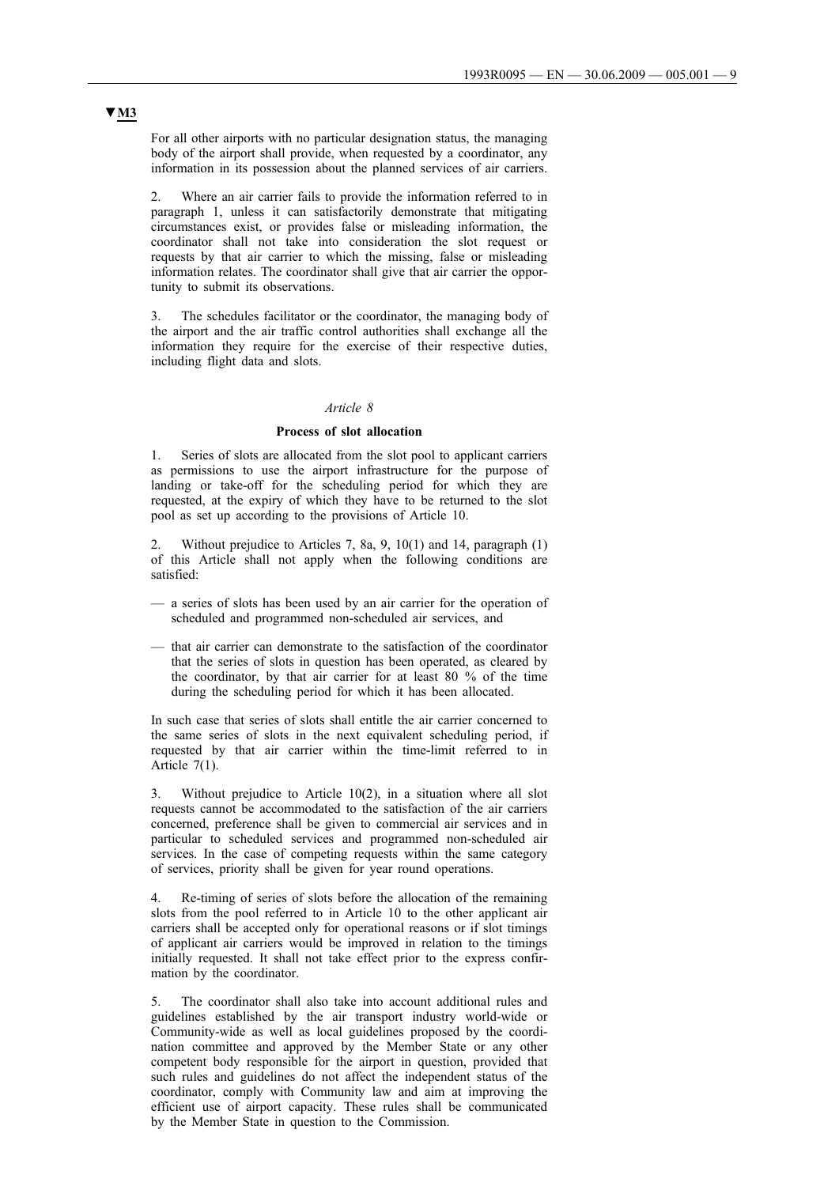▼M3

For all other airports with no particular designation status, the managing body of the airport shall provide, when requested by a coordinator, any information in its possession about the planned services of air carriers.

2. Where an air carrier fails to provide the information referred to in paragraph 1, unless it can satisfactorily demonstrate that mitigating circumstances exist, or provides false or misleading information, the coordinator shall not take into consideration the slot request or requests by that air carrier to which the missing, false or misleading information relates. The coordinator shall give that air carrier the opportunity to submit its observations.

3. The schedules facilitator or the coordinator, the managing body of the airport and the air traffic control authorities shall exchange all the information they require for the exercise of their respective duties, including flight data and slots.

*Article 8*

**Process of slot allocation**

1. Series of slots are allocated from the slot pool to applicant carriers as permissions to use the airport infrastructure for the purpose of landing or take-off for the scheduling period for which they are requested, at the expiry of which they have to be returned to the slot pool as set up according to the provisions of Article 10.

2. Without prejudice to Articles 7, 8a, 9, 10(1) and 14, paragraph (1) of this Article shall not apply when the following conditions are satisfied:

— a series of slots has been used by an air carrier for the operation of scheduled and programmed non-scheduled air services, and

— that air carrier can demonstrate to the satisfaction of the coordinator that the series of slots in question has been operated, as cleared by the coordinator, by that air carrier for at least 80 % of the time during the scheduling period for which it has been allocated.

In such case that series of slots shall entitle the air carrier concerned to the same series of slots in the next equivalent scheduling period, if requested by that air carrier within the time-limit referred to in Article 7(1).

3. Without prejudice to Article 10(2), in a situation where all slot requests cannot be accommodated to the satisfaction of the air carriers concerned, preference shall be given to commercial air services and in particular to scheduled services and programmed non-scheduled air services. In the case of competing requests within the same category of services, priority shall be given for year round operations.

4. Re-timing of series of slots before the allocation of the remaining slots from the pool referred to in Article 10 to the other applicant air carriers shall be accepted only for operational reasons or if slot timings of applicant air carriers would be improved in relation to the timings initially requested. It shall not take effect prior to the express confirmation by the coordinator.

5. The coordinator shall also take into account additional rules and guidelines established by the air transport industry world-wide or Community-wide as well as local guidelines proposed by the coordination committee and approved by the Member State or any other competent body responsible for the airport in question, provided that such rules and guidelines do not affect the independent status of the coordinator, comply with Community law and aim at improving the efficient use of airport capacity. These rules shall be communicated by the Member State in question to the Commission.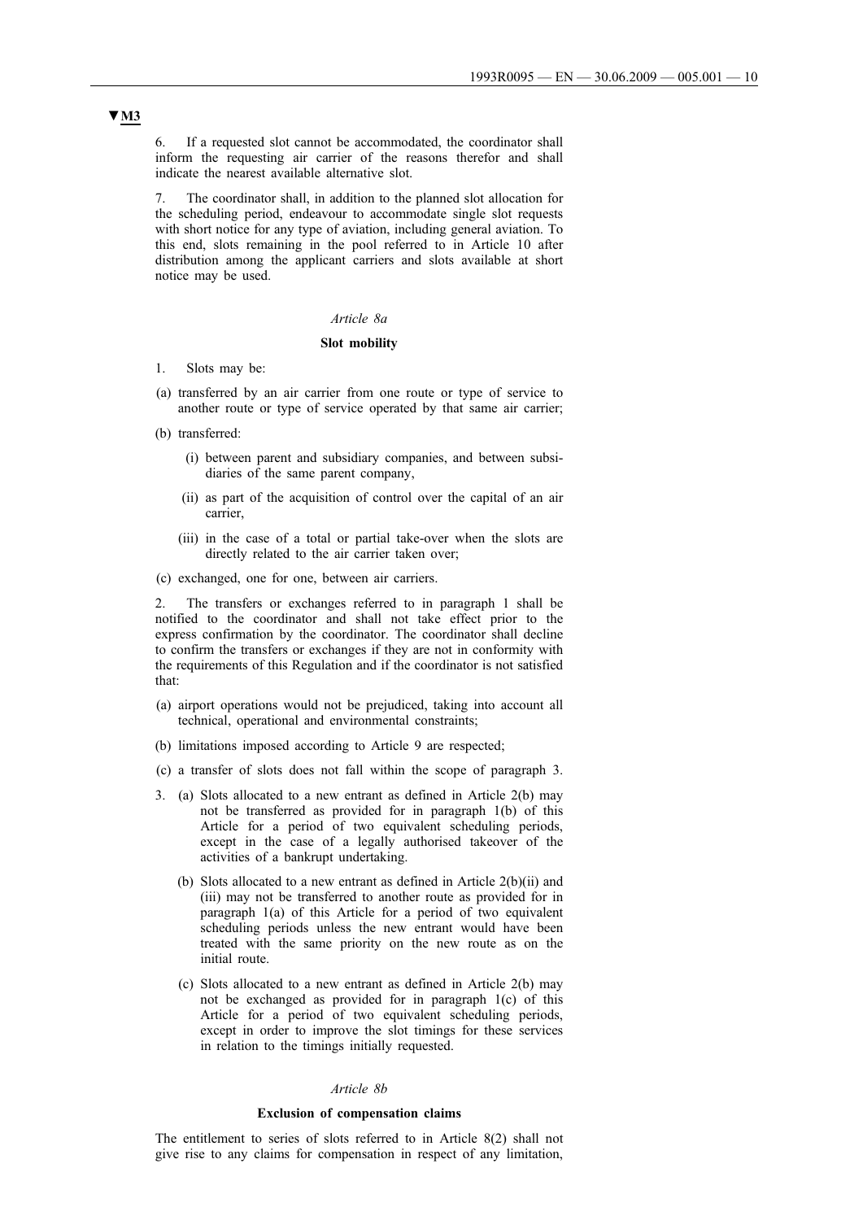▼M3

6. If a requested slot cannot be accommodated, the coordinator shall inform the requesting air carrier of the reasons therefor and shall indicate the nearest available alternative slot.

7. The coordinator shall, in addition to the planned slot allocation for the scheduling period, endeavour to accommodate single slot requests with short notice for any type of aviation, including general aviation. To this end, slots remaining in the pool referred to in Article 10 after distribution among the applicant carriers and slots available at short notice may be used.

*Article 8a*

**Slot mobility**

1. Slots may be:

(a) transferred by an air carrier from one route or type of service to another route or type of service operated by that same air carrier;

(b) transferred:

(i) between parent and subsidiary companies, and between subsidiaries of the same parent company,

(ii) as part of the acquisition of control over the capital of an air carrier,

(iii) in the case of a total or partial take-over when the slots are directly related to the air carrier taken over;

(c) exchanged, one for one, between air carriers.

2. The transfers or exchanges referred to in paragraph 1 shall be notified to the coordinator and shall not take effect prior to the express confirmation by the coordinator. The coordinator shall decline to confirm the transfers or exchanges if they are not in conformity with the requirements of this Regulation and if the coordinator is not satisfied that:

(a) airport operations would not be prejudiced, taking into account all technical, operational and environmental constraints;

(b) limitations imposed according to Article 9 are respected;

(c) a transfer of slots does not fall within the scope of paragraph 3.

3. (a) Slots allocated to a new entrant as defined in Article 2(b) may not be transferred as provided for in paragraph 1(b) of this Article for a period of two equivalent scheduling periods, except in the case of a legally authorised takeover of the activities of a bankrupt undertaking.

(b) Slots allocated to a new entrant as defined in Article 2(b)(ii) and (iii) may not be transferred to another route as provided for in paragraph 1(a) of this Article for a period of two equivalent scheduling periods unless the new entrant would have been treated with the same priority on the new route as on the initial route.

(c) Slots allocated to a new entrant as defined in Article 2(b) may not be exchanged as provided for in paragraph 1(c) of this Article for a period of two equivalent scheduling periods, except in order to improve the slot timings for these services in relation to the timings initially requested.

*Article 8b*

**Exclusion of compensation claims**

The entitlement to series of slots referred to in Article 8(2) shall not give rise to any claims for compensation in respect of any limitation,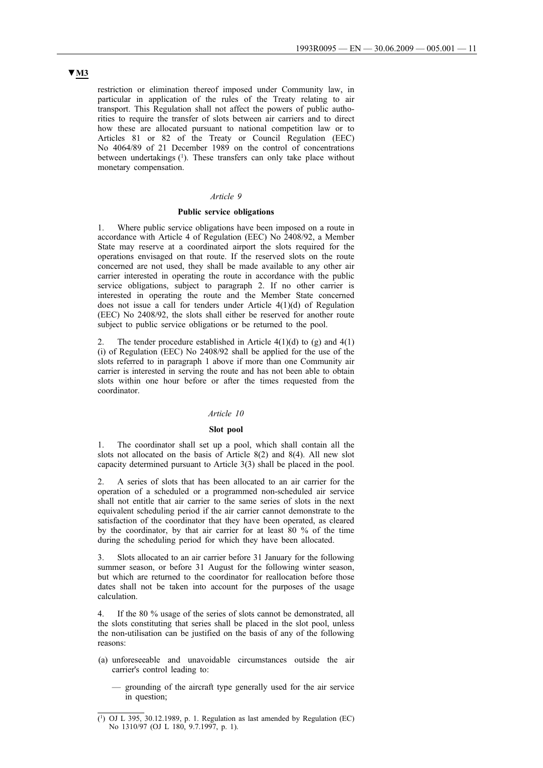▼M3

restriction or elimination thereof imposed under Community law, in particular in application of the rules of the Treaty relating to air transport. This Regulation shall not affect the powers of public authorities to require the transfer of slots between air carriers and to direct how these are allocated pursuant to national competition law or to Articles 81 or 82 of the Treaty or Council Regulation (EEC) No 4064/89 of 21 December 1989 on the control of concentrations between undertakings [1]. These transfers can only take place without monetary compensation.

*Article 9*

**Public service obligations**

1. Where public service obligations have been imposed on a route in accordance with Article 4 of Regulation (EEC) No 2408/92, a Member State may reserve at a coordinated airport the slots required for the operations envisaged on that route. If the reserved slots on the route concerned are not used, they shall be made available to any other air carrier interested in operating the route in accordance with the public service obligations, subject to paragraph 2. If no other carrier is interested in operating the route and the Member State concerned does not issue a call for tenders under Article 4(1)(d) of Regulation (EEC) No 2408/92, the slots shall either be reserved for another route subject to public service obligations or be returned to the pool.

2. The tender procedure established in Article 4(1)(d) to (g) and 4(1)(i) of Regulation (EEC) No 2408/92 shall be applied for the use of the slots referred to in paragraph 1 above if more than one Community air carrier is interested in serving the route and has not been able to obtain slots within one hour before or after the times requested from the coordinator.

*Article 10*

**Slot pool**

1. The coordinator shall set up a pool, which shall contain all the slots not allocated on the basis of Article 8(2) and 8(4). All new slot capacity determined pursuant to Article 3(3) shall be placed in the pool.

2. A series of slots that has been allocated to an air carrier for the operation of a scheduled or a programmed non-scheduled air service shall not entitle that air carrier to the same series of slots in the next equivalent scheduling period if the air carrier cannot demonstrate to the satisfaction of the coordinator that they have been operated, as cleared by the coordinator, by that air carrier for at least 80 % of the time during the scheduling period for which they have been allocated.

3. Slots allocated to an air carrier before 31 January for the following summer season, or before 31 August for the following winter season, but which are returned to the coordinator for reallocation before those dates shall not be taken into account for the purposes of the usage calculation.

4. If the 80 % usage of the series of slots cannot be demonstrated, all the slots constituting that series shall be placed in the slot pool, unless the non-utilisation can be justified on the basis of any of the following reasons:

(a) unforeseeable and unavoidable circumstances outside the air carrier's control leading to:

— grounding of the aircraft type generally used for the air service in question;

---

[1] OJ L 395, 30.12.1989, p. 1. Regulation as last amended by Regulation (EC) No 1310/97 (OJ L 180, 9.7.1997, p. 1).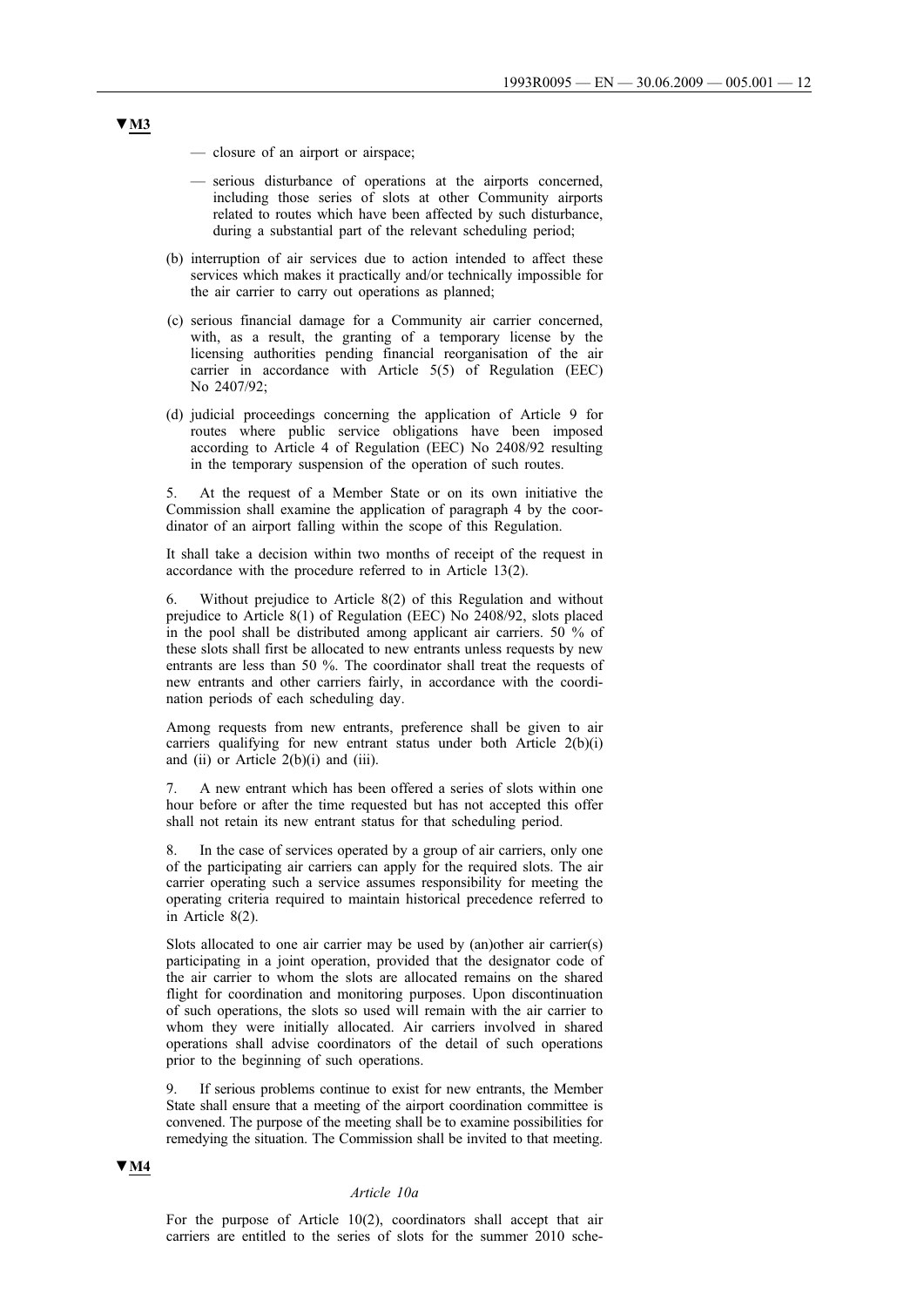▼M3

— closure of an airport or airspace;

— serious disturbance of operations at the airports concerned, including those series of slots at other Community airports related to routes which have been affected by such disturbance, during a substantial part of the relevant scheduling period;

(b) interruption of air services due to action intended to affect these services which makes it practically and/or technically impossible for the air carrier to carry out operations as planned;

(c) serious financial damage for a Community air carrier concerned, with, as a result, the granting of a temporary license by the licensing authorities pending financial reorganisation of the air carrier in accordance with Article 5(5) of Regulation (EEC) No 2407/92;

(d) judicial proceedings concerning the application of Article 9 for routes where public service obligations have been imposed according to Article 4 of Regulation (EEC) No 2408/92 resulting in the temporary suspension of the operation of such routes.

5. At the request of a Member State or on its own initiative the Commission shall examine the application of paragraph 4 by the coordinator of an airport falling within the scope of this Regulation.

It shall take a decision within two months of receipt of the request in accordance with the procedure referred to in Article 13(2).

6. Without prejudice to Article 8(2) of this Regulation and without prejudice to Article 8(1) of Regulation (EEC) No 2408/92, slots placed in the pool shall be distributed among applicant air carriers. 50 % of these slots shall first be allocated to new entrants unless requests by new entrants are less than 50 %. The coordinator shall treat the requests of new entrants and other carriers fairly, in accordance with the coordination periods of each scheduling day.

Among requests from new entrants, preference shall be given to air carriers qualifying for new entrant status under both Article 2(b)(i) and (ii) or Article 2(b)(i) and (iii).

7. A new entrant which has been offered a series of slots within one hour before or after the time requested but has not accepted this offer shall not retain its new entrant status for that scheduling period.

8. In the case of services operated by a group of air carriers, only one of the participating air carriers can apply for the required slots. The air carrier operating such a service assumes responsibility for meeting the operating criteria required to maintain historical precedence referred to in Article 8(2).

Slots allocated to one air carrier may be used by (an)other air carrier(s) participating in a joint operation, provided that the designator code of the air carrier to whom the slots are allocated remains on the shared flight for coordination and monitoring purposes. Upon discontinuation of such operations, the slots so used will remain with the air carrier to whom they were initially allocated. Air carriers involved in shared operations shall advise coordinators of the detail of such operations prior to the beginning of such operations.

9. If serious problems continue to exist for new entrants, the Member State shall ensure that a meeting of the airport coordination committee is convened. The purpose of the meeting shall be to examine possibilities for remedying the situation. The Commission shall be invited to that meeting.

▼M4

*Article 10a*

For the purpose of Article 10(2), coordinators shall accept that air carriers are entitled to the series of slots for the summer 2010 sche-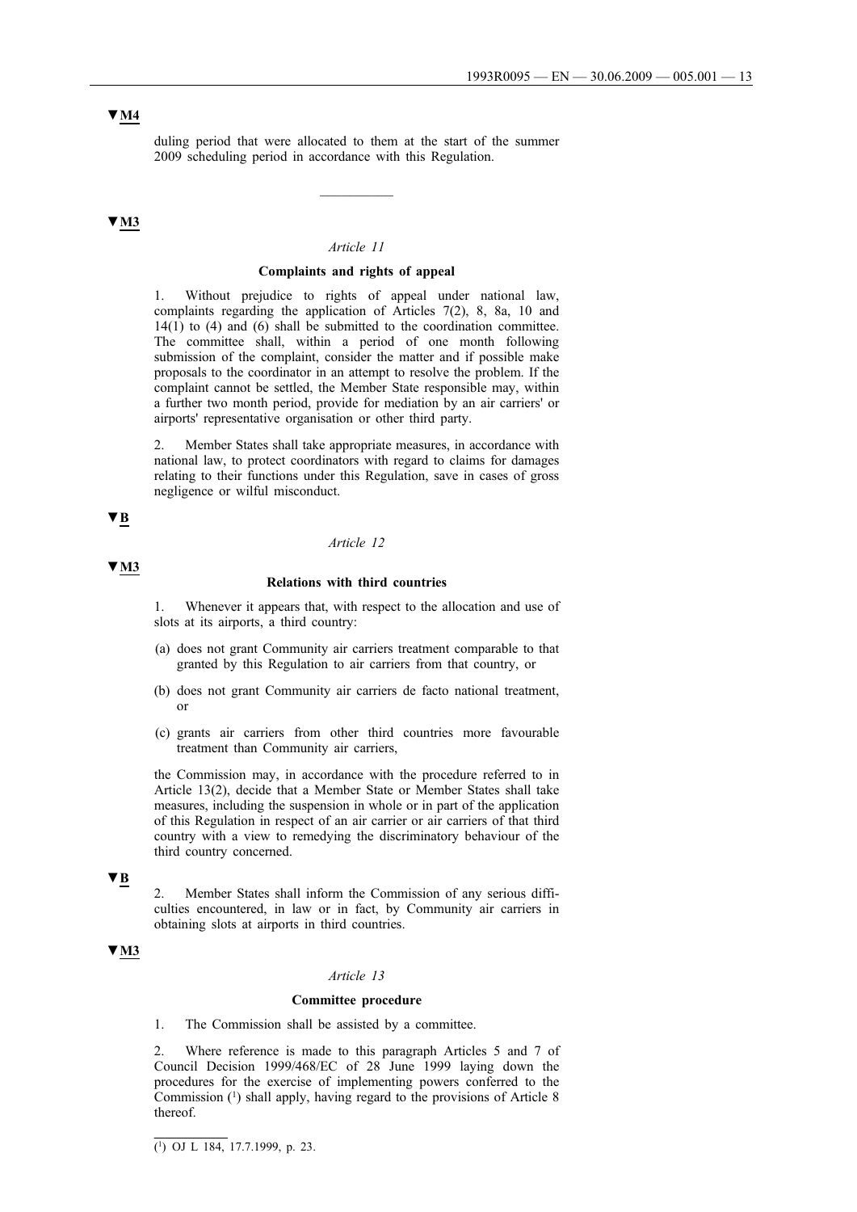▼M4

duling period that were allocated to them at the start of the summer 2009 scheduling period in accordance with this Regulation.

---

▼M3

*Article 11*

**Complaints and rights of appeal**

1. Without prejudice to rights of appeal under national law, complaints regarding the application of Articles 7(2), 8, 8a, 10 and 14(1) to (4) and (6) shall be submitted to the coordination committee. The committee shall, within a period of one month following submission of the complaint, consider the matter and if possible make proposals to the coordinator in an attempt to resolve the problem. If the complaint cannot be settled, the Member State responsible may, within a further two month period, provide for mediation by an air carriers' or airports' representative organisation or other third party.

2. Member States shall take appropriate measures, in accordance with national law, to protect coordinators with regard to claims for damages relating to their functions under this Regulation, save in cases of gross negligence or wilful misconduct.

▼B

*Article 12*

▼M3

**Relations with third countries**

1. Whenever it appears that, with respect to the allocation and use of slots at its airports, a third country:

(a) does not grant Community air carriers treatment comparable to that granted by this Regulation to air carriers from that country, or

(b) does not grant Community air carriers de facto national treatment, or

(c) grants air carriers from other third countries more favourable treatment than Community air carriers,

the Commission may, in accordance with the procedure referred to in Article 13(2), decide that a Member State or Member States shall take measures, including the suspension in whole or in part of the application of this Regulation in respect of an air carrier or air carriers of that third country with a view to remedying the discriminatory behaviour of the third country concerned.

▼B

2. Member States shall inform the Commission of any serious difficulties encountered, in law or in fact, by Community air carriers in obtaining slots at airports in third countries.

▼M3

*Article 13*

**Committee procedure**

1. The Commission shall be assisted by a committee.

2. Where reference is made to this paragraph Articles 5 and 7 of Council Decision 1999/468/EC of 28 June 1999 laying down the procedures for the exercise of implementing powers conferred to the Commission [1] shall apply, having regard to the provisions of Article 8 thereof.

---

[1] OJ L 184, 17.7.1999, p. 23.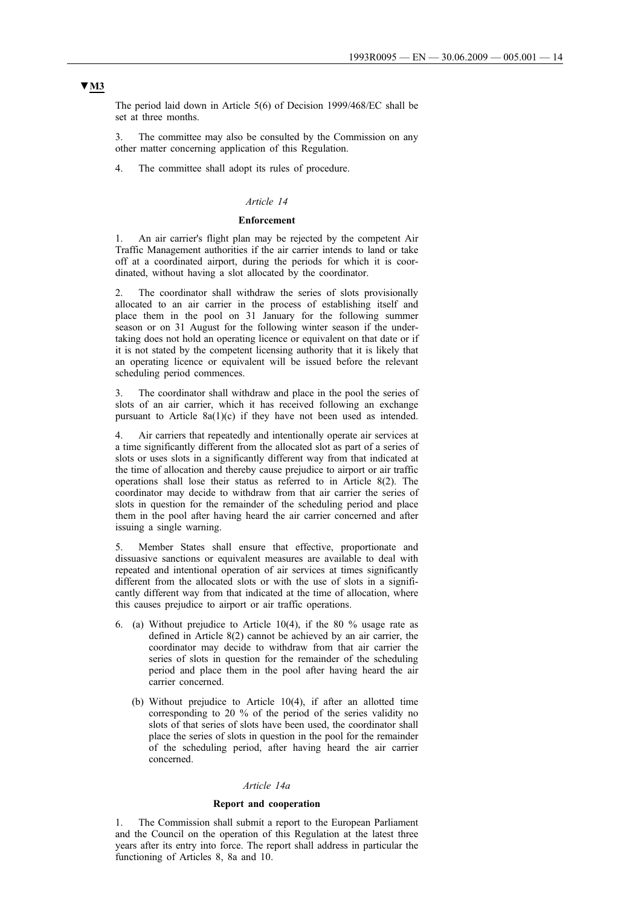**▼M3**

The period laid down in Article 5(6) of Decision 1999/468/EC shall be set at three months.

3. The committee may also be consulted by the Commission on any other matter concerning application of this Regulation.

4. The committee shall adopt its rules of procedure.

*Article 14*

**Enforcement**

1. An air carrier's flight plan may be rejected by the competent Air Traffic Management authorities if the air carrier intends to land or take off at a coordinated airport, during the periods for which it is coordinated, without having a slot allocated by the coordinator.

2. The coordinator shall withdraw the series of slots provisionally allocated to an air carrier in the process of establishing itself and place them in the pool on 31 January for the following summer season or on 31 August for the following winter season if the undertaking does not hold an operating licence or equivalent on that date or if it is not stated by the competent licensing authority that it is likely that an operating licence or equivalent will be issued before the relevant scheduling period commences.

3. The coordinator shall withdraw and place in the pool the series of slots of an air carrier, which it has received following an exchange pursuant to Article 8a(1)(c) if they have not been used as intended.

4. Air carriers that repeatedly and intentionally operate air services at a time significantly different from the allocated slot as part of a series of slots or uses slots in a significantly different way from that indicated at the time of allocation and thereby cause prejudice to airport or air traffic operations shall lose their status as referred to in Article 8(2). The coordinator may decide to withdraw from that air carrier the series of slots in question for the remainder of the scheduling period and place them in the pool after having heard the air carrier concerned and after issuing a single warning.

5. Member States shall ensure that effective, proportionate and dissuasive sanctions or equivalent measures are available to deal with repeated and intentional operation of air services at times significantly different from the allocated slots or with the use of slots in a significantly different way from that indicated at the time of allocation, where this causes prejudice to airport or air traffic operations.

6. (a) Without prejudice to Article 10(4), if the 80 % usage rate as defined in Article 8(2) cannot be achieved by an air carrier, the coordinator may decide to withdraw from that air carrier the series of slots in question for the remainder of the scheduling period and place them in the pool after having heard the air carrier concerned.

   (b) Without prejudice to Article 10(4), if after an allotted time corresponding to 20 % of the period of the series validity no slots of that series of slots have been used, the coordinator shall place the series of slots in question in the pool for the remainder of the scheduling period, after having heard the air carrier concerned.

*Article 14a*

**Report and cooperation**

1. The Commission shall submit a report to the European Parliament and the Council on the operation of this Regulation at the latest three years after its entry into force. The report shall address in particular the functioning of Articles 8, 8a and 10.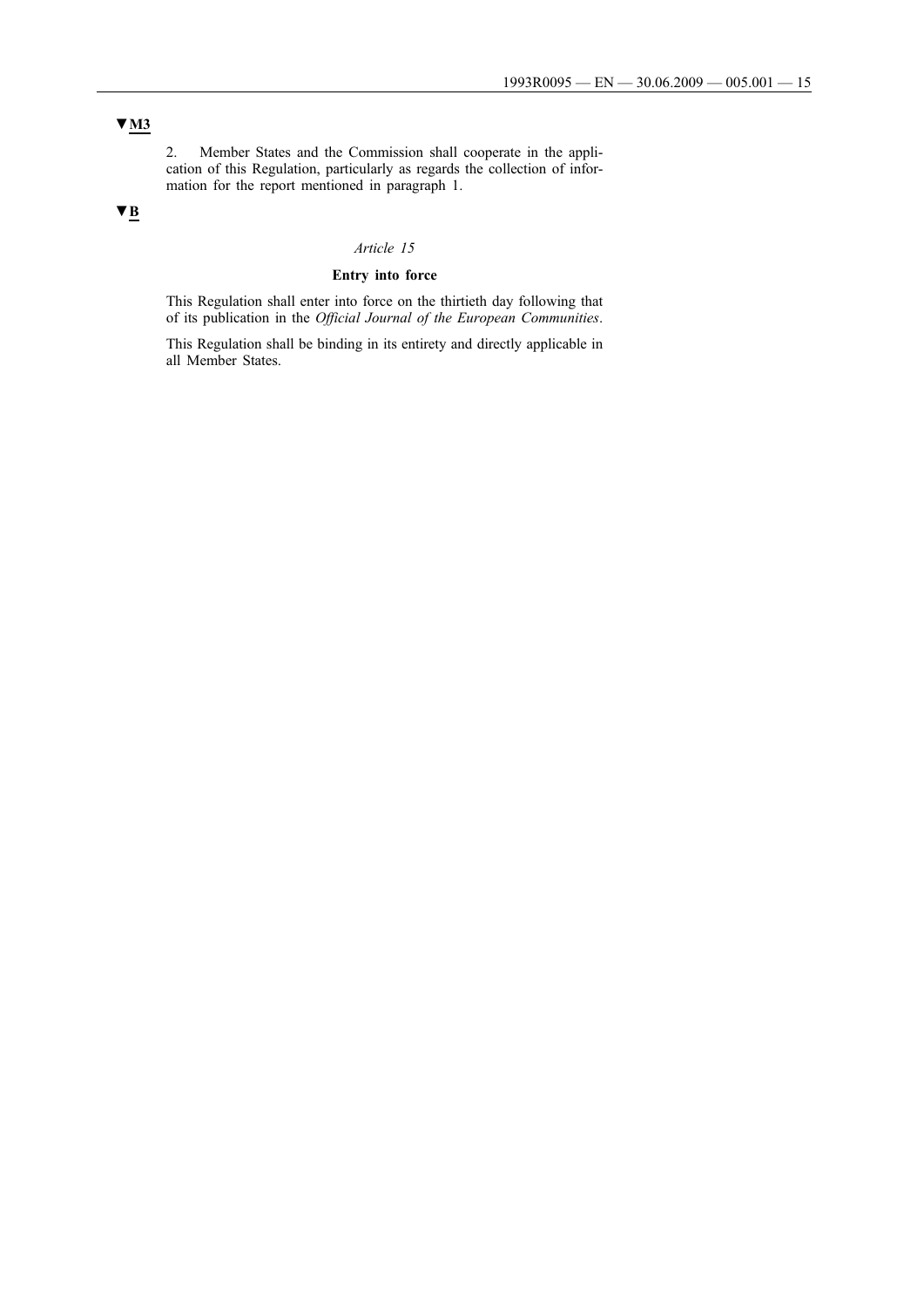▼M3

2. Member States and the Commission shall cooperate in the application of this Regulation, particularly as regards the collection of information for the report mentioned in paragraph 1.

▼B

*Article 15*

**Entry into force**

This Regulation shall enter into force on the thirtieth day following that of its publication in the *Official Journal of the European Communities*.

This Regulation shall be binding in its entirety and directly applicable in all Member States.